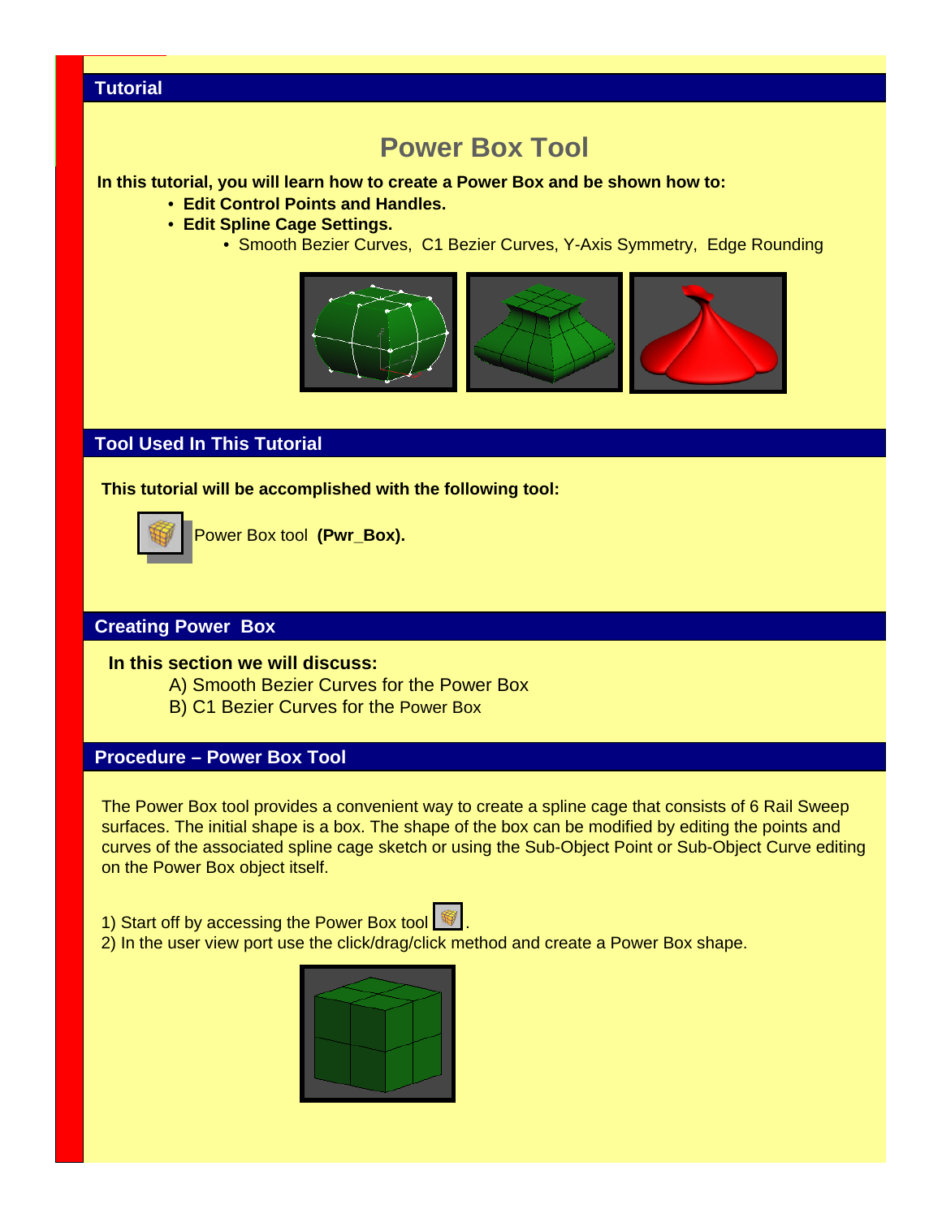## Tutorial

# Power Box Tool

**In this tutorial, you will learn how to create a Power Box and be shown how to:**

- **Edit Control Points and Handles.**
- **Edit Spline Cage Settings.**
    - Smooth Bezier Curves, C1 Bezier Curves, Y-Axis Symmetry, Edge Rounding

## Tool Used In This Tutorial

**This tutorial will be accomplished with the following tool:**

Power Box tool **(Pwr_Box).**

## Creating Power Box

**In this section we will discuss:**

A) Smooth Bezier Curves for the Power Box
B) C1 Bezier Curves for the Power Box

## Procedure – Power Box Tool

The Power Box tool provides a convenient way to create a spline cage that consists of 6 Rail Sweep surfaces. The initial shape is a box. The shape of the box can be modified by editing the points and curves of the associated spline cage sketch or using the Sub-Object Point or Sub-Object Curve editing on the Power Box object itself.

1) Start off by accessing the Power Box tool .
2) In the user view port use the click/drag/click method and create a Power Box shape.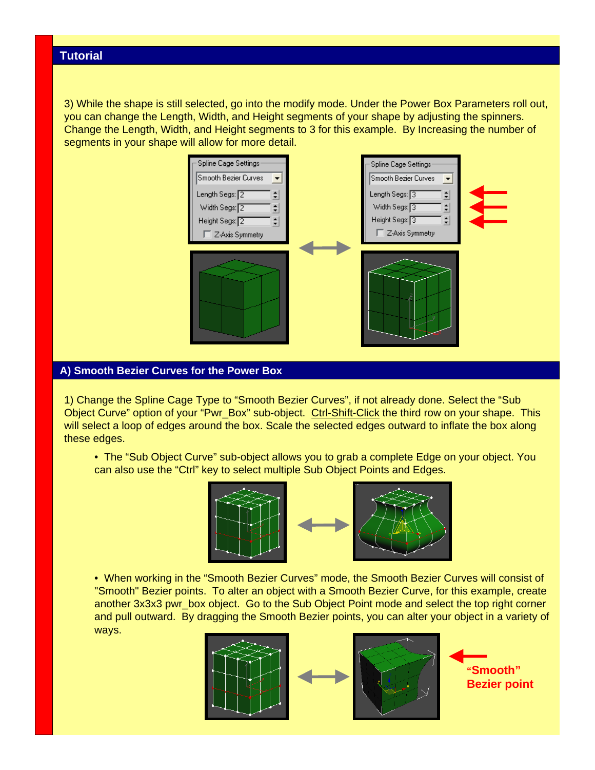## Tutorial

3) While the shape is still selected, go into the modify mode. Under the Power Box Parameters roll out, you can change the Length, Width, and Height segments of your shape by adjusting the spinners. Change the Length, Width, and Height segments to 3 for this example. By Increasing the number of segments in your shape will allow for more detail.

## A) Smooth Bezier Curves for the Power Box

1) Change the Spline Cage Type to "Smooth Bezier Curves", if not already done. Select the "Sub Object Curve" option of your "Pwr_Box" sub-object. Ctrl-Shift-Click the third row on your shape. This will select a loop of edges around the box. Scale the selected edges outward to inflate the box along these edges.

- The "Sub Object Curve" sub-object allows you to grab a complete Edge on your object. You can also use the "Ctrl" key to select multiple Sub Object Points and Edges.

- When working in the "Smooth Bezier Curves" mode, the Smooth Bezier Curves will consist of "Smooth" Bezier points. To alter an object with a Smooth Bezier Curve, for this example, create another 3x3x3 pwr_box object. Go to the Sub Object Point mode and select the top right corner and pull outward. By dragging the Smooth Bezier points, you can alter your object in a variety of ways.

**"Smooth" Bezier point**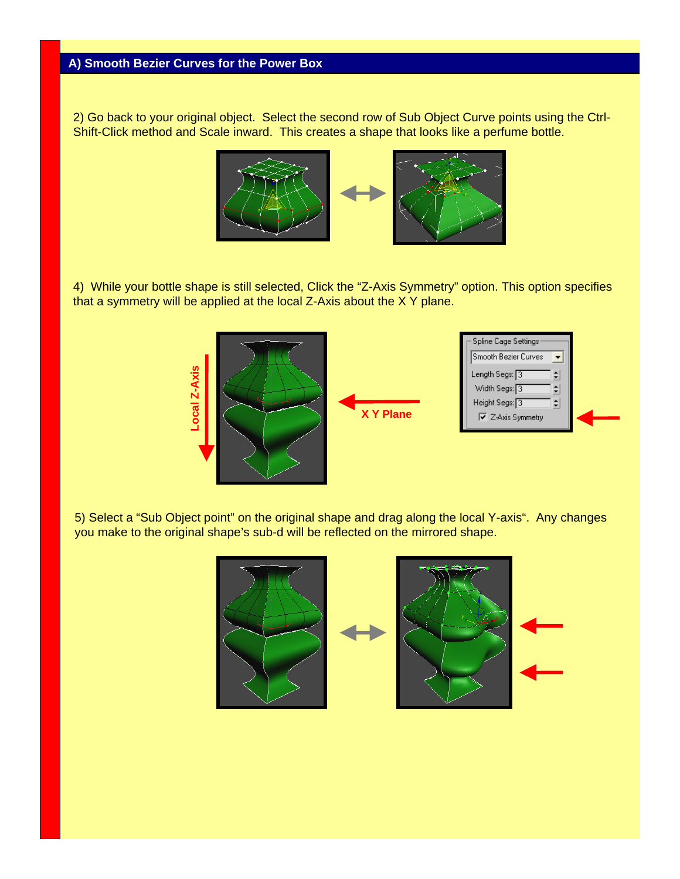## A) Smooth Bezier Curves for the Power Box

2) Go back to your original object. Select the second row of Sub Object Curve points using the Ctrl-Shift-Click method and Scale inward. This creates a shape that looks like a perfume bottle.

4) While your bottle shape is still selected, Click the “Z-Axis Symmetry” option. This option specifies that a symmetry will be applied at the local Z-Axis about the X Y plane.

5) Select a “Sub Object point” on the original shape and drag along the local Y-axis“. Any changes you make to the original shape’s sub-d will be reflected on the mirrored shape.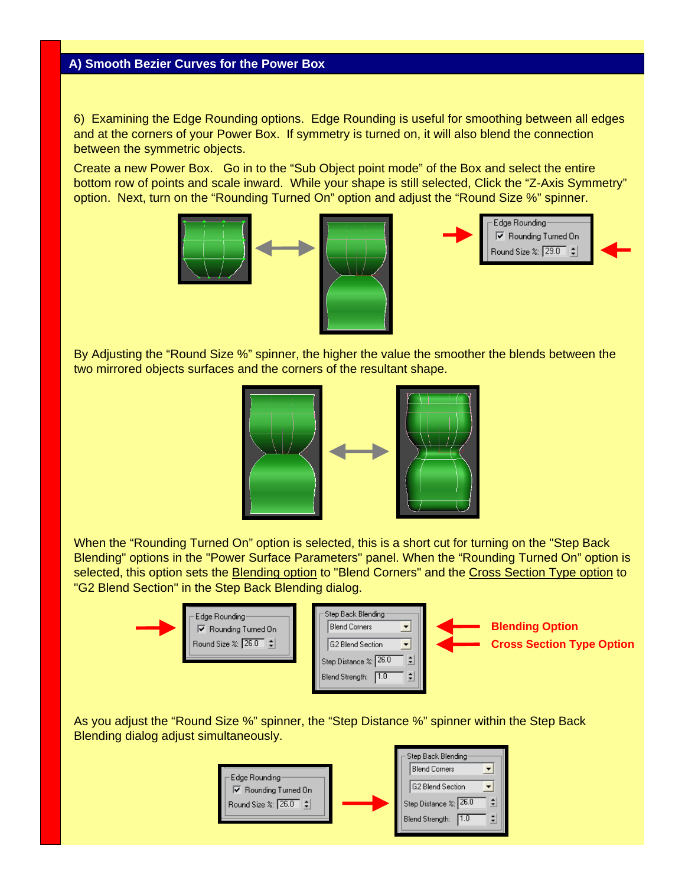## A) Smooth Bezier Curves for the Power Box

6) Examining the Edge Rounding options. Edge Rounding is useful for smoothing between all edges and at the corners of your Power Box. If symmetry is turned on, it will also blend the connection between the symmetric objects.

Create a new Power Box. Go in to the "Sub Object point mode" of the Box and select the entire bottom row of points and scale inward. While your shape is still selected, Click the "Z-Axis Symmetry" option. Next, turn on the "Rounding Turned On" option and adjust the "Round Size %" spinner.

By Adjusting the "Round Size %" spinner, the higher the value the smoother the blends between the two mirrored objects surfaces and the corners of the resultant shape.

When the "Rounding Turned On" option is selected, this is a short cut for turning on the "Step Back Blending" options in the "Power Surface Parameters" panel. When the "Rounding Turned On" option is selected, this option sets the Blending option to "Blend Corners" and the Cross Section Type option to "G2 Blend Section" in the Step Back Blending dialog.

**Blending Option**

**Cross Section Type Option**

As you adjust the "Round Size %" spinner, the "Step Distance %" spinner within the Step Back Blending dialog adjust simultaneously.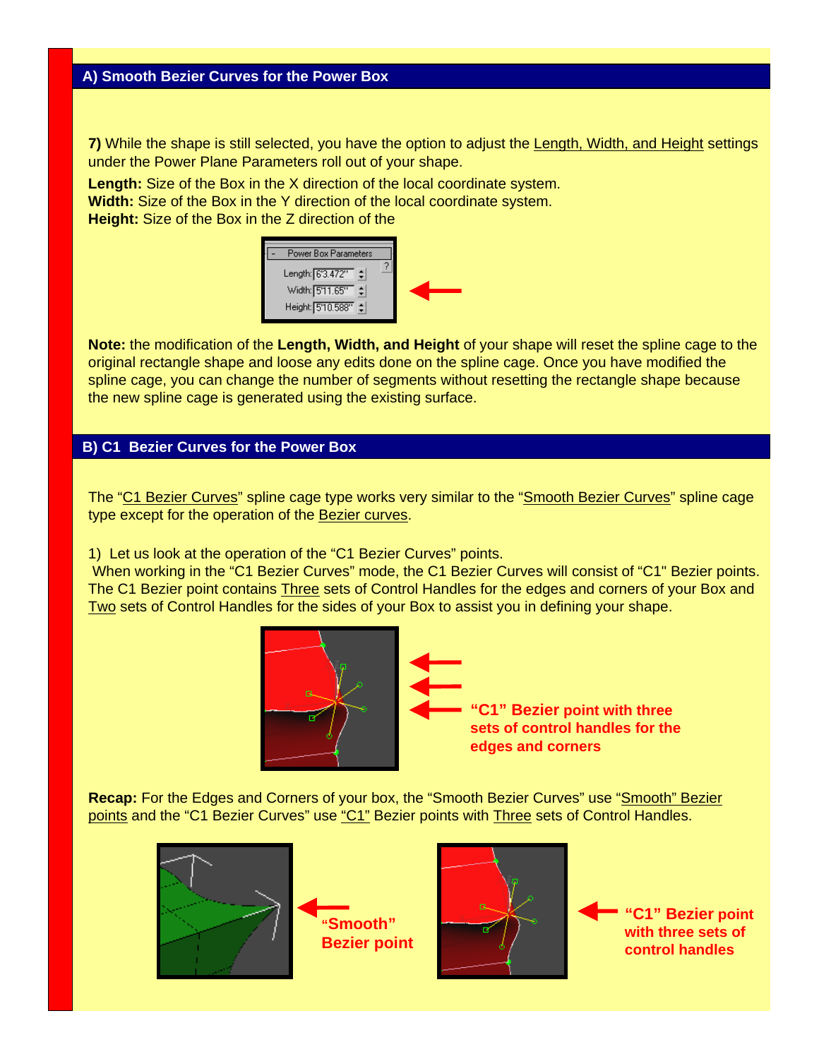## A) Smooth Bezier Curves for the Power Box

**7)** While the shape is still selected, you have the option to adjust the Length, Width, and Height settings under the Power Plane Parameters roll out of your shape.

**Length:** Size of the Box in the X direction of the local coordinate system.
**Width:** Size of the Box in the Y direction of the local coordinate system.
**Height:** Size of the Box in the Z direction of the

**Note:** the modification of the **Length, Width, and Height** of your shape will reset the spline cage to the original rectangle shape and loose any edits done on the spline cage. Once you have modified the spline cage, you can change the number of segments without resetting the rectangle shape because the new spline cage is generated using the existing surface.

## B) C1 Bezier Curves for the Power Box

The "C1 Bezier Curves" spline cage type works very similar to the "Smooth Bezier Curves" spline cage type except for the operation of the Bezier curves.

1) Let us look at the operation of the "C1 Bezier Curves" points.
When working in the "C1 Bezier Curves" mode, the C1 Bezier Curves will consist of "C1" Bezier points. The C1 Bezier point contains Three sets of Control Handles for the edges and corners of your Box and Two sets of Control Handles for the sides of your Box to assist you in defining your shape.

**"C1" Bezier point with three sets of control handles for the edges and corners**

**Recap:** For the Edges and Corners of your box, the "Smooth Bezier Curves" use "Smooth" Bezier points and the "C1 Bezier Curves" use "C1" Bezier points with Three sets of Control Handles.

**"Smooth" Bezier point**

**"C1" Bezier point with three sets of control handles**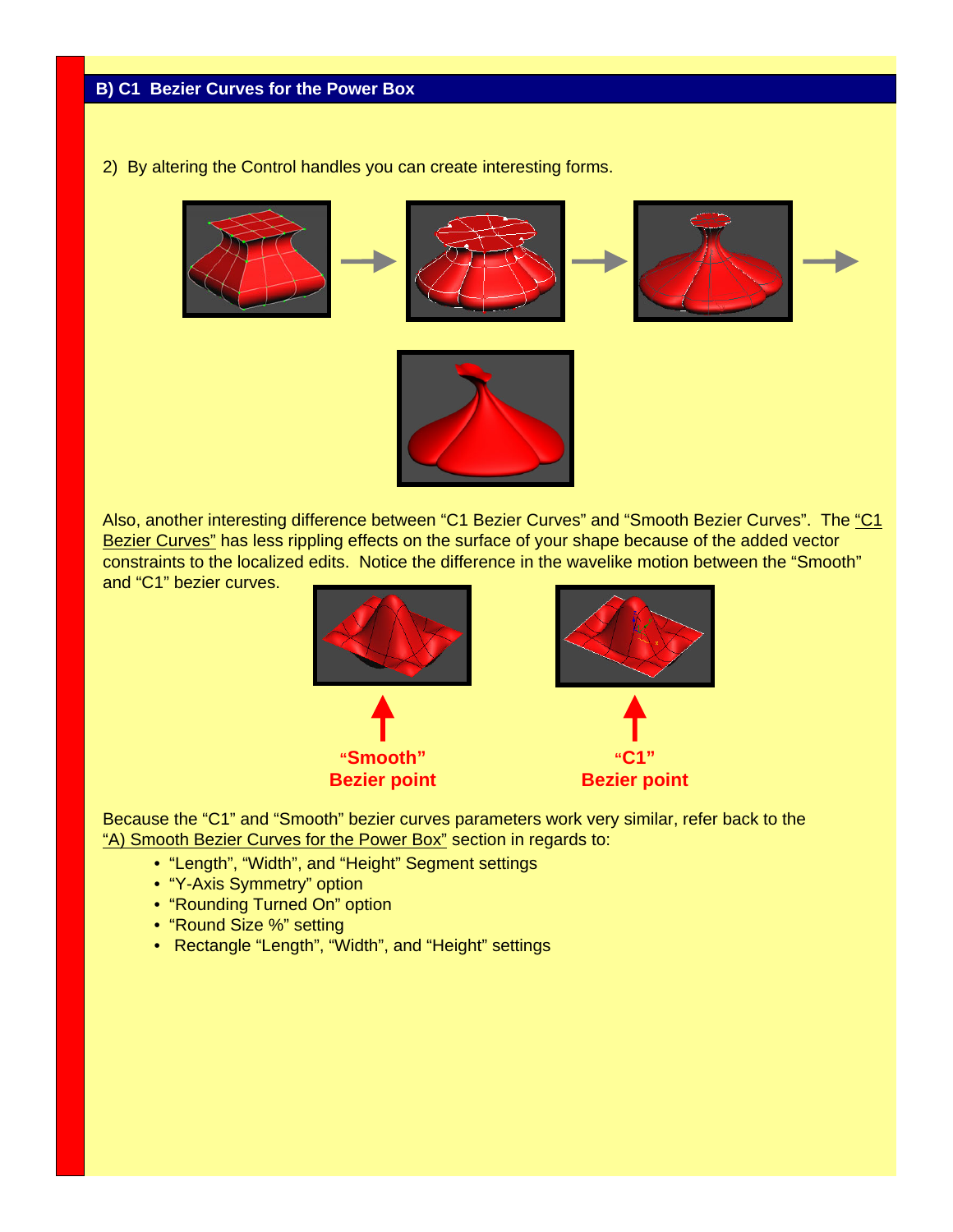## B) C1 Bezier Curves for the Power Box

2) By altering the Control handles you can create interesting forms.

Also, another interesting difference between "C1 Bezier Curves" and "Smooth Bezier Curves". The "C1 Bezier Curves" has less rippling effects on the surface of your shape because of the added vector constraints to the localized edits. Notice the difference in the wavelike motion between the "Smooth" and "C1" bezier curves.

**"Smooth" Bezier point**

**"C1" Bezier point**

Because the "C1" and "Smooth" bezier curves parameters work very similar, refer back to the "A) Smooth Bezier Curves for the Power Box" section in regards to:

- "Length", "Width", and "Height" Segment settings
- "Y-Axis Symmetry" option
- "Rounding Turned On" option
- "Round Size %" setting
- Rectangle "Length", "Width", and "Height" settings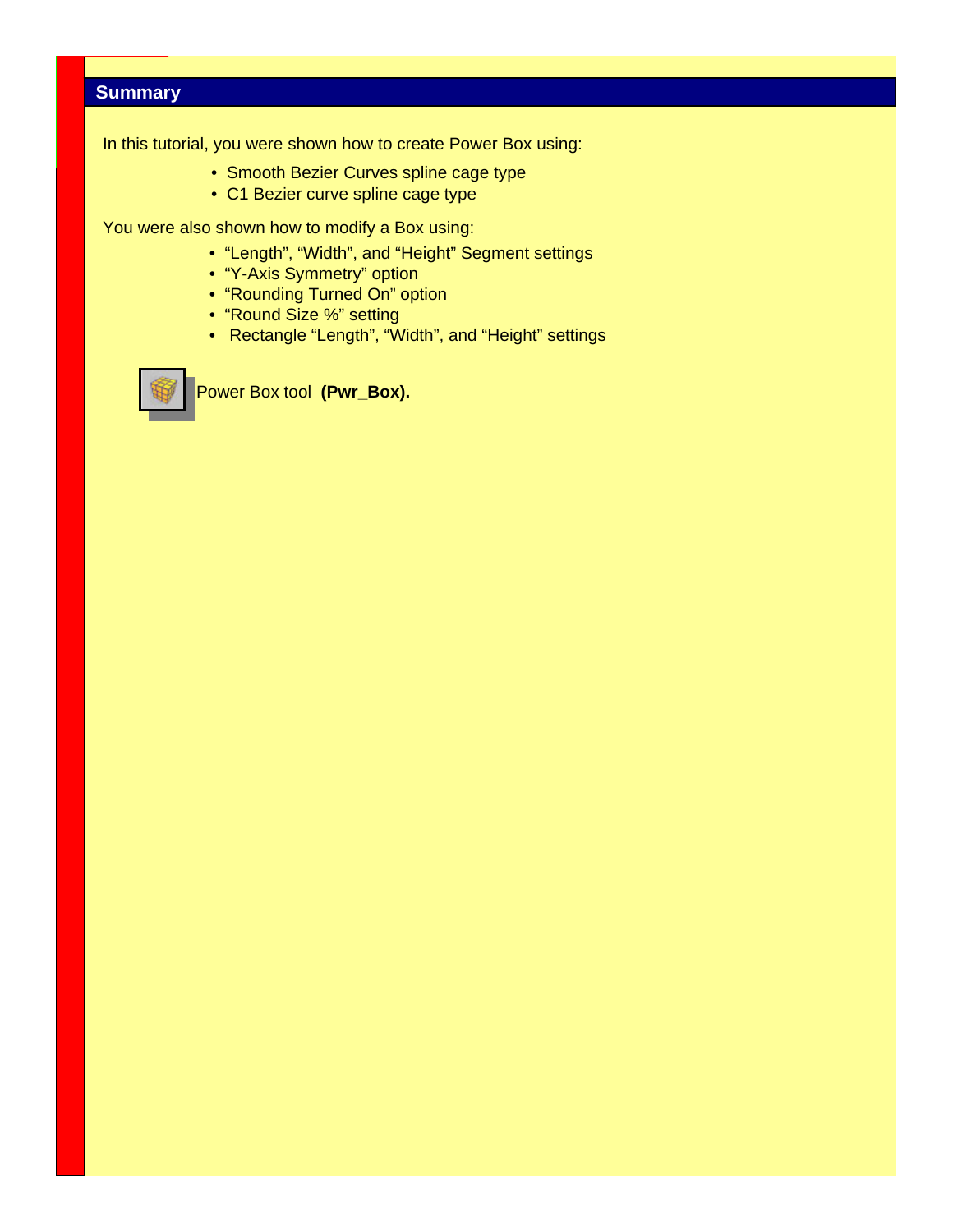## Summary

In this tutorial, you were shown how to create Power Box using:

- Smooth Bezier Curves spline cage type
- C1 Bezier curve spline cage type

You were also shown how to modify a Box using:

- “Length”, “Width”, and “Height” Segment settings
- “Y-Axis Symmetry” option
- “Rounding Turned On” option
- “Round Size %” setting
- Rectangle “Length”, “Width”, and “Height” settings

Power Box tool **(Pwr_Box).**